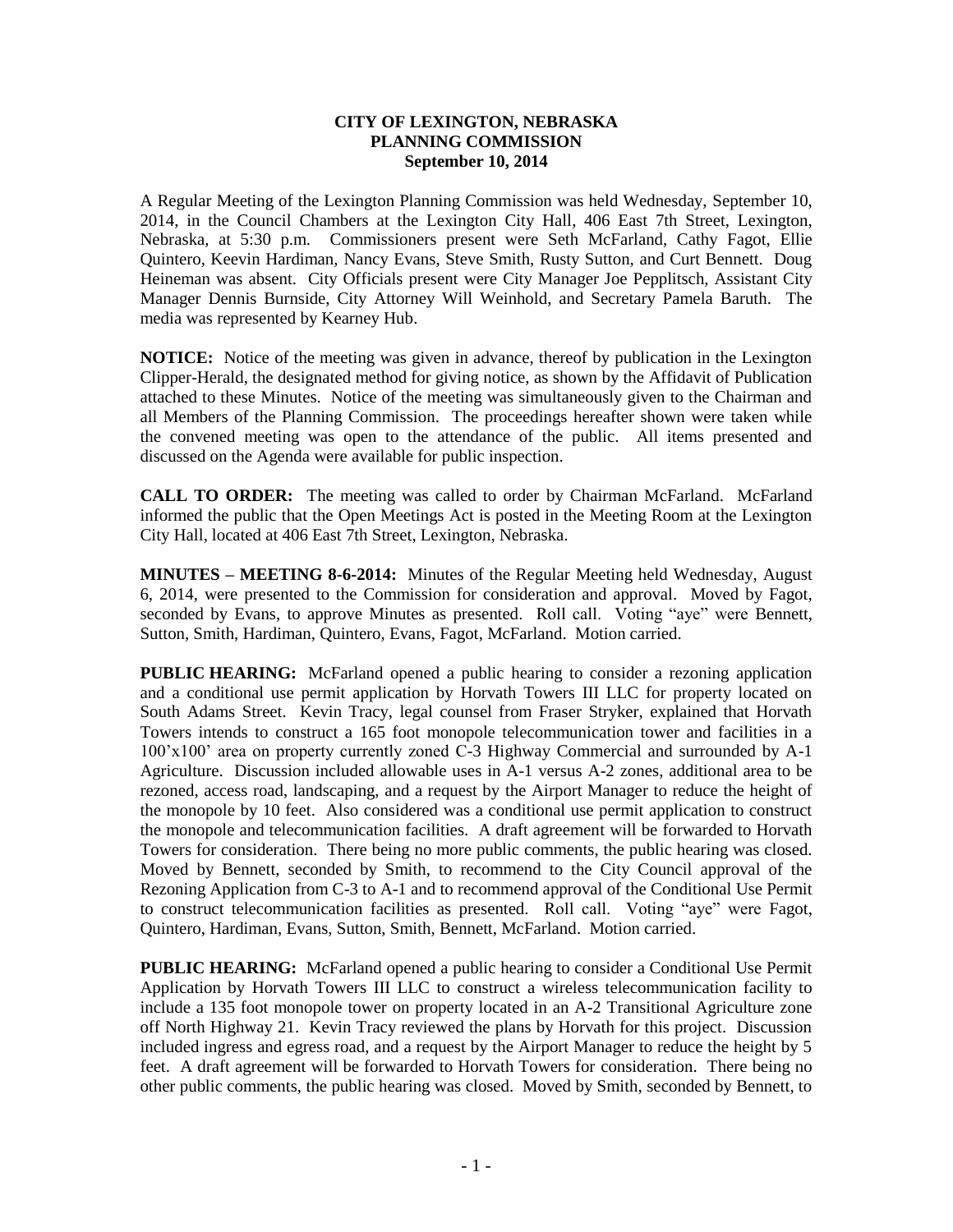**CITY OF LEXINGTON, NEBRASKA**
**PLANNING COMMISSION**
**September 10, 2014**

A Regular Meeting of the Lexington Planning Commission was held Wednesday, September 10, 2014, in the Council Chambers at the Lexington City Hall, 406 East 7th Street, Lexington, Nebraska, at 5:30 p.m. Commissioners present were Seth McFarland, Cathy Fagot, Ellie Quintero, Keevin Hardiman, Nancy Evans, Steve Smith, Rusty Sutton, and Curt Bennett. Doug Heineman was absent. City Officials present were City Manager Joe Pepplitsch, Assistant City Manager Dennis Burnside, City Attorney Will Weinhold, and Secretary Pamela Baruth. The media was represented by Kearney Hub.

**NOTICE:** Notice of the meeting was given in advance, thereof by publication in the Lexington Clipper-Herald, the designated method for giving notice, as shown by the Affidavit of Publication attached to these Minutes. Notice of the meeting was simultaneously given to the Chairman and all Members of the Planning Commission. The proceedings hereafter shown were taken while the convened meeting was open to the attendance of the public. All items presented and discussed on the Agenda were available for public inspection.

**CALL TO ORDER:** The meeting was called to order by Chairman McFarland. McFarland informed the public that the Open Meetings Act is posted in the Meeting Room at the Lexington City Hall, located at 406 East 7th Street, Lexington, Nebraska.

**MINUTES – MEETING 8-6-2014:** Minutes of the Regular Meeting held Wednesday, August 6, 2014, were presented to the Commission for consideration and approval. Moved by Fagot, seconded by Evans, to approve Minutes as presented. Roll call. Voting "aye" were Bennett, Sutton, Smith, Hardiman, Quintero, Evans, Fagot, McFarland. Motion carried.

**PUBLIC HEARING:** McFarland opened a public hearing to consider a rezoning application and a conditional use permit application by Horvath Towers III LLC for property located on South Adams Street. Kevin Tracy, legal counsel from Fraser Stryker, explained that Horvath Towers intends to construct a 165 foot monopole telecommunication tower and facilities in a 100'x100' area on property currently zoned C-3 Highway Commercial and surrounded by A-1 Agriculture. Discussion included allowable uses in A-1 versus A-2 zones, additional area to be rezoned, access road, landscaping, and a request by the Airport Manager to reduce the height of the monopole by 10 feet. Also considered was a conditional use permit application to construct the monopole and telecommunication facilities. A draft agreement will be forwarded to Horvath Towers for consideration. There being no more public comments, the public hearing was closed. Moved by Bennett, seconded by Smith, to recommend to the City Council approval of the Rezoning Application from C-3 to A-1 and to recommend approval of the Conditional Use Permit to construct telecommunication facilities as presented. Roll call. Voting "aye" were Fagot, Quintero, Hardiman, Evans, Sutton, Smith, Bennett, McFarland. Motion carried.

**PUBLIC HEARING:** McFarland opened a public hearing to consider a Conditional Use Permit Application by Horvath Towers III LLC to construct a wireless telecommunication facility to include a 135 foot monopole tower on property located in an A-2 Transitional Agriculture zone off North Highway 21. Kevin Tracy reviewed the plans by Horvath for this project. Discussion included ingress and egress road, and a request by the Airport Manager to reduce the height by 5 feet. A draft agreement will be forwarded to Horvath Towers for consideration. There being no other public comments, the public hearing was closed. Moved by Smith, seconded by Bennett, to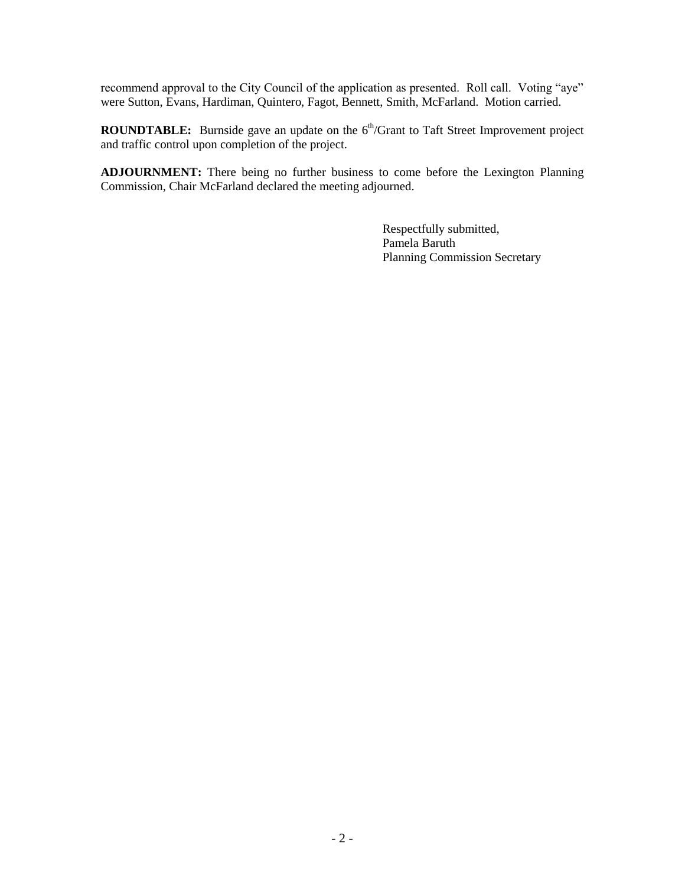recommend approval to the City Council of the application as presented. Roll call. Voting "aye" were Sutton, Evans, Hardiman, Quintero, Fagot, Bennett, Smith, McFarland. Motion carried.

**ROUNDTABLE:** Burnside gave an update on the 6th/Grant to Taft Street Improvement project and traffic control upon completion of the project.

**ADJOURNMENT:** There being no further business to come before the Lexington Planning Commission, Chair McFarland declared the meeting adjourned.

Respectfully submitted,  
Pamela Baruth  
Planning Commission Secretary